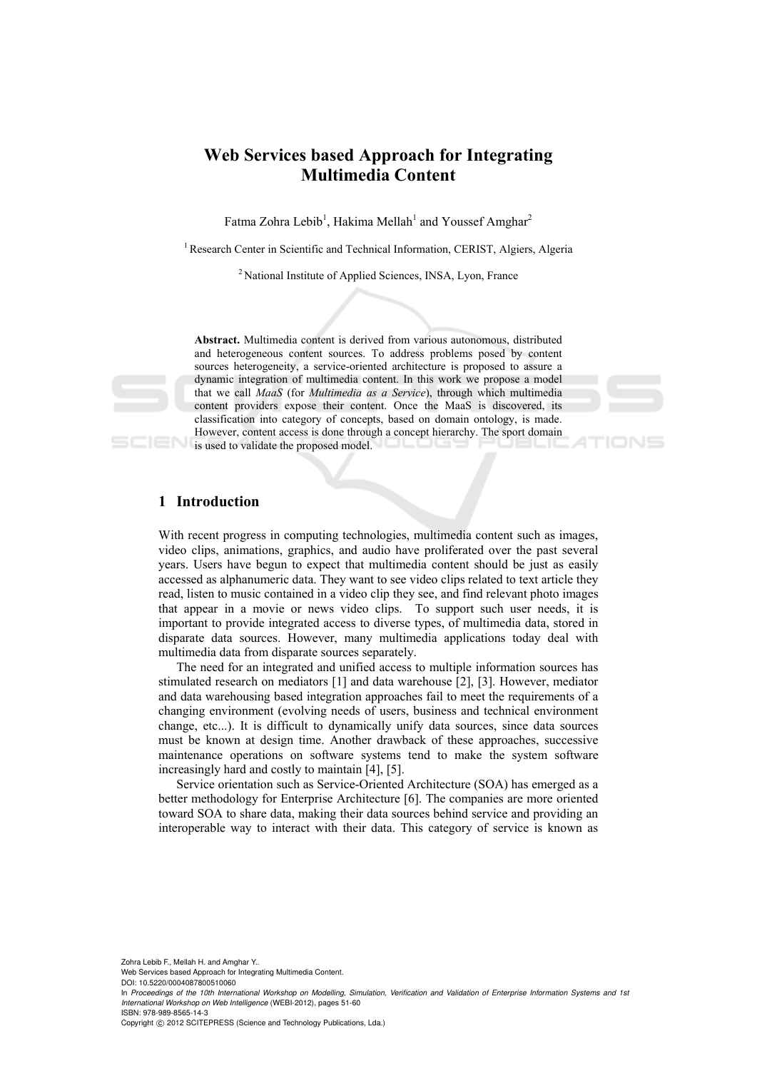# Web Services based Approach for Integrating Multimedia Content

Fatma Zohra Lebib[1], Hakima Mellah[1] and Youssef Amghar[2]

[1] Research Center in Scientific and Technical Information, CERIST, Algiers, Algeria

[2] National Institute of Applied Sciences, INSA, Lyon, France

**Abstract.** Multimedia content is derived from various autonomous, distributed and heterogeneous content sources. To address problems posed by content sources heterogeneity, a service-oriented architecture is proposed to assure a dynamic integration of multimedia content. In this work we propose a model that we call *MaaS* (for *Multimedia as a Service*), through which multimedia content providers expose their content. Once the MaaS is discovered, its classification into category of concepts, based on domain ontology, is made. However, content access is done through a concept hierarchy. The sport domain is used to validate the proposed model.

## 1 Introduction

With recent progress in computing technologies, multimedia content such as images, video clips, animations, graphics, and audio have proliferated over the past several years. Users have begun to expect that multimedia content should be just as easily accessed as alphanumeric data. They want to see video clips related to text article they read, listen to music contained in a video clip they see, and find relevant photo images that appear in a movie or news video clips. To support such user needs, it is important to provide integrated access to diverse types, of multimedia data, stored in disparate data sources. However, many multimedia applications today deal with multimedia data from disparate sources separately.

The need for an integrated and unified access to multiple information sources has stimulated research on mediators [1] and data warehouse [2], [3]. However, mediator and data warehousing based integration approaches fail to meet the requirements of a changing environment (evolving needs of users, business and technical environment change, etc...). It is difficult to dynamically unify data sources, since data sources must be known at design time. Another drawback of these approaches, successive maintenance operations on software systems tend to make the system software increasingly hard and costly to maintain [4], [5].

Service orientation such as Service-Oriented Architecture (SOA) has emerged as a better methodology for Enterprise Architecture [6]. The companies are more oriented toward SOA to share data, making their data sources behind service and providing an interoperable way to interact with their data. This category of service is known as

Zohra Lebib F., Mellah H. and Amghar Y..
Web Services based Approach for Integrating Multimedia Content.
DOI: 10.5220/0004087800510060
In *Proceedings of the 10th International Workshop on Modelling, Simulation, Verification and Validation of Enterprise Information Systems and 1st International Workshop on Web Intelligence* (WEBI-2012), pages 51-60
ISBN: 978-989-8565-14-3
Copyright © 2012 SCITEPRESS (Science and Technology Publications, Lda.)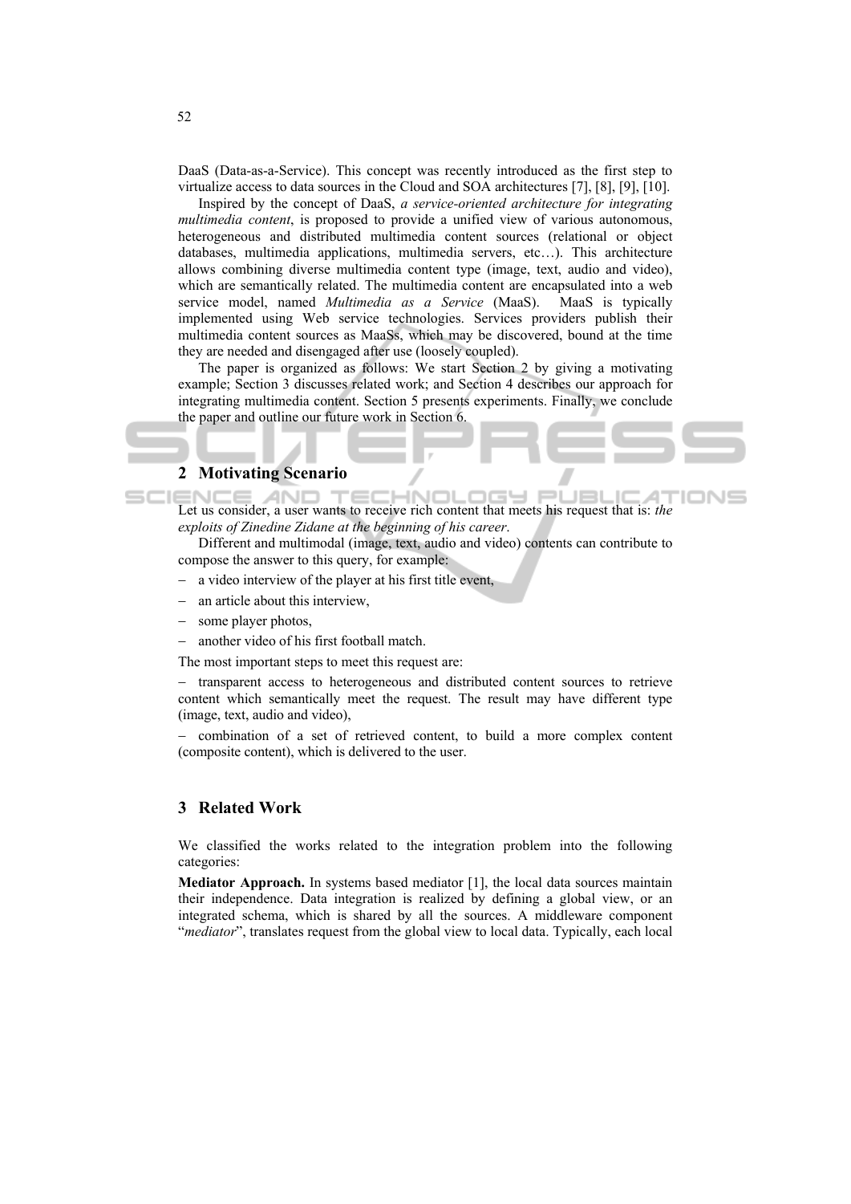DaaS (Data-as-a-Service). This concept was recently introduced as the first step to virtualize access to data sources in the Cloud and SOA architectures [7], [8], [9], [10].

Inspired by the concept of DaaS, *a service-oriented architecture for integrating multimedia content*, is proposed to provide a unified view of various autonomous, heterogeneous and distributed multimedia content sources (relational or object databases, multimedia applications, multimedia servers, etc…). This architecture allows combining diverse multimedia content type (image, text, audio and video), which are semantically related. The multimedia content are encapsulated into a web service model, named *Multimedia as a Service* (MaaS). MaaS is typically implemented using Web service technologies. Services providers publish their multimedia content sources as MaaSs, which may be discovered, bound at the time they are needed and disengaged after use (loosely coupled).

The paper is organized as follows: We start Section 2 by giving a motivating example; Section 3 discusses related work; and Section 4 describes our approach for integrating multimedia content. Section 5 presents experiments. Finally, we conclude the paper and outline our future work in Section 6.

## 2 Motivating Scenario

Let us consider, a user wants to receive rich content that meets his request that is: *the exploits of Zinedine Zidane at the beginning of his career*.

Different and multimodal (image, text, audio and video) contents can contribute to compose the answer to this query, for example:

- a video interview of the player at his first title event,
- an article about this interview,
- some player photos,
- another video of his first football match.

The most important steps to meet this request are:

- transparent access to heterogeneous and distributed content sources to retrieve content which semantically meet the request. The result may have different type (image, text, audio and video),
- combination of a set of retrieved content, to build a more complex content (composite content), which is delivered to the user.

## 3 Related Work

We classified the works related to the integration problem into the following categories:

**Mediator Approach.** In systems based mediator [1], the local data sources maintain their independence. Data integration is realized by defining a global view, or an integrated schema, which is shared by all the sources. A middleware component "*mediator*", translates request from the global view to local data. Typically, each local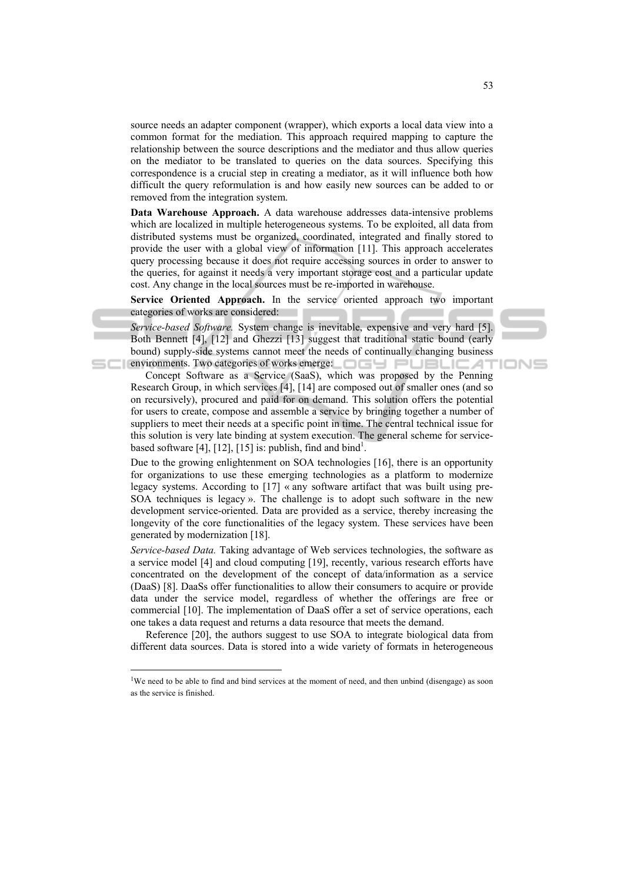source needs an adapter component (wrapper), which exports a local data view into a common format for the mediation. This approach required mapping to capture the relationship between the source descriptions and the mediator and thus allow queries on the mediator to be translated to queries on the data sources. Specifying this correspondence is a crucial step in creating a mediator, as it will influence both how difficult the query reformulation is and how easily new sources can be added to or removed from the integration system.

**Data Warehouse Approach.** A data warehouse addresses data-intensive problems which are localized in multiple heterogeneous systems. To be exploited, all data from distributed systems must be organized, coordinated, integrated and finally stored to provide the user with a global view of information [11]. This approach accelerates query processing because it does not require accessing sources in order to answer to the queries, for against it needs a very important storage cost and a particular update cost. Any change in the local sources must be re-imported in warehouse.

**Service Oriented Approach.** In the service oriented approach two important categories of works are considered:

*Service-based Software.* System change is inevitable, expensive and very hard [5]. Both Bennett [4], [12] and Ghezzi [13] suggest that traditional static bound (early bound) supply-side systems cannot meet the needs of continually changing business environments. Two categories of works emerge:

Concept Software as a Service (SaaS), which was proposed by the Penning Research Group, in which services [4], [14] are composed out of smaller ones (and so on recursively), procured and paid for on demand. This solution offers the potential for users to create, compose and assemble a service by bringing together a number of suppliers to meet their needs at a specific point in time. The central technical issue for this solution is very late binding at system execution. The general scheme for service-based software [4], [12], [15] is: publish, find and bind[1].

Due to the growing enlightenment on SOA technologies [16], there is an opportunity for organizations to use these emerging technologies as a platform to modernize legacy systems. According to [17] « any software artifact that was built using pre-SOA techniques is legacy ». The challenge is to adopt such software in the new development service-oriented. Data are provided as a service, thereby increasing the longevity of the core functionalities of the legacy system. These services have been generated by modernization [18].

*Service-based Data.* Taking advantage of Web services technologies, the software as a service model [4] and cloud computing [19], recently, various research efforts have concentrated on the development of the concept of data/information as a service (DaaS) [8]. DaaSs offer functionalities to allow their consumers to acquire or provide data under the service model, regardless of whether the offerings are free or commercial [10]. The implementation of DaaS offer a set of service operations, each one takes a data request and returns a data resource that meets the demand.

Reference [20], the authors suggest to use SOA to integrate biological data from different data sources. Data is stored into a wide variety of formats in heterogeneous

[1] We need to be able to find and bind services at the moment of need, and then unbind (disengage) as soon as the service is finished.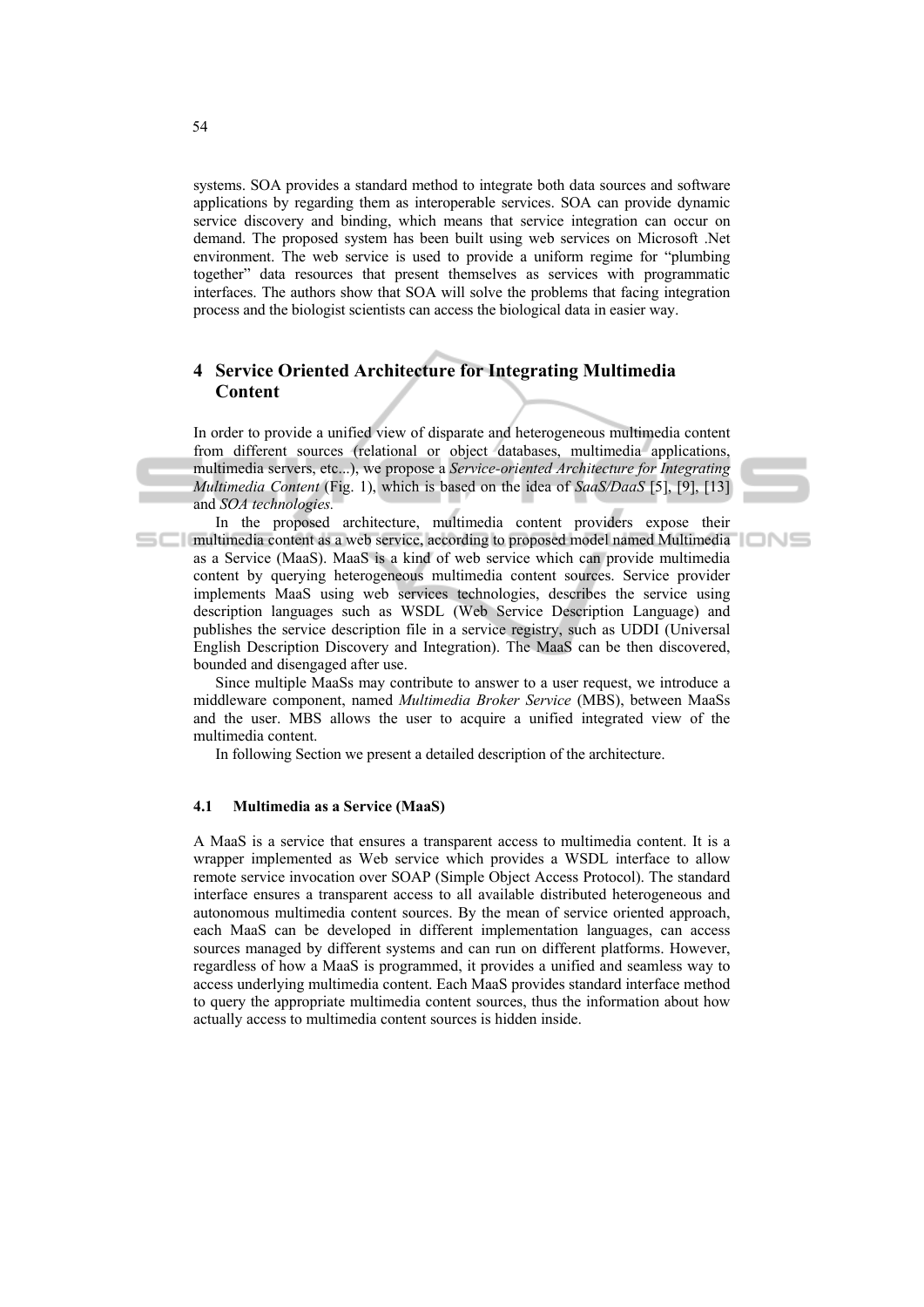systems. SOA provides a standard method to integrate both data sources and software applications by regarding them as interoperable services. SOA can provide dynamic service discovery and binding, which means that service integration can occur on demand. The proposed system has been built using web services on Microsoft .Net environment. The web service is used to provide a uniform regime for "plumbing together" data resources that present themselves as services with programmatic interfaces. The authors show that SOA will solve the problems that facing integration process and the biologist scientists can access the biological data in easier way.

## 4 Service Oriented Architecture for Integrating Multimedia Content

In order to provide a unified view of disparate and heterogeneous multimedia content from different sources (relational or object databases, multimedia applications, multimedia servers, etc...), we propose a *Service-oriented Architecture for Integrating Multimedia Content* (Fig. 1), which is based on the idea of *SaaS/DaaS* [5], [9], [13] and *SOA technologies.*

In the proposed architecture, multimedia content providers expose their multimedia content as a web service, according to proposed model named Multimedia as a Service (MaaS). MaaS is a kind of web service which can provide multimedia content by querying heterogeneous multimedia content sources. Service provider implements MaaS using web services technologies, describes the service using description languages such as WSDL (Web Service Description Language) and publishes the service description file in a service registry, such as UDDI (Universal English Description Discovery and Integration). The MaaS can be then discovered, bounded and disengaged after use.

Since multiple MaaSs may contribute to answer to a user request, we introduce a middleware component, named *Multimedia Broker Service* (MBS), between MaaSs and the user. MBS allows the user to acquire a unified integrated view of the multimedia content.

In following Section we present a detailed description of the architecture.

### 4.1 Multimedia as a Service (MaaS)

A MaaS is a service that ensures a transparent access to multimedia content. It is a wrapper implemented as Web service which provides a WSDL interface to allow remote service invocation over SOAP (Simple Object Access Protocol). The standard interface ensures a transparent access to all available distributed heterogeneous and autonomous multimedia content sources. By the mean of service oriented approach, each MaaS can be developed in different implementation languages, can access sources managed by different systems and can run on different platforms. However, regardless of how a MaaS is programmed, it provides a unified and seamless way to access underlying multimedia content. Each MaaS provides standard interface method to query the appropriate multimedia content sources, thus the information about how actually access to multimedia content sources is hidden inside.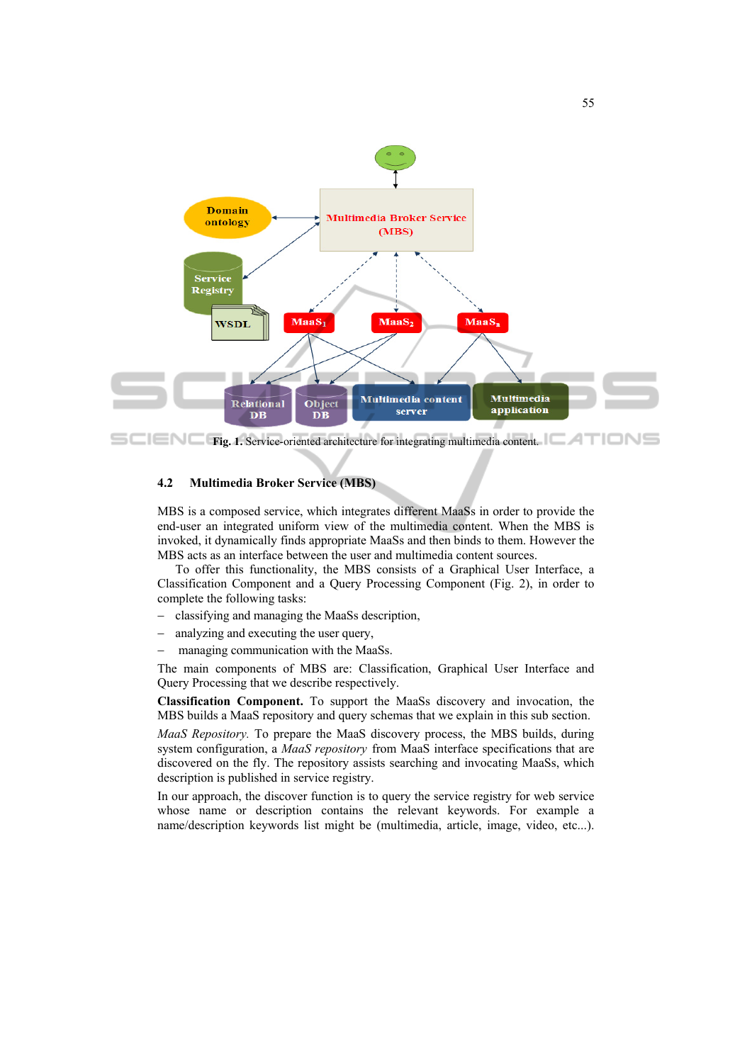Fig. 1. Service-oriented architecture for integrating multimedia content.

### 4.2 Multimedia Broker Service (MBS)

MBS is a composed service, which integrates different MaaSs in order to provide the end-user an integrated uniform view of the multimedia content. When the MBS is invoked, it dynamically finds appropriate MaaSs and then binds to them. However the MBS acts as an interface between the user and multimedia content sources.

To offer this functionality, the MBS consists of a Graphical User Interface, a Classification Component and a Query Processing Component (Fig. 2), in order to complete the following tasks:

– classifying and managing the MaaSs description,
– analyzing and executing the user query,
– managing communication with the MaaSs.

The main components of MBS are: Classification, Graphical User Interface and Query Processing that we describe respectively.

**Classification Component.** To support the MaaSs discovery and invocation, the MBS builds a MaaS repository and query schemas that we explain in this sub section.

*MaaS Repository.* To prepare the MaaS discovery process, the MBS builds, during system configuration, a *MaaS repository* from MaaS interface specifications that are discovered on the fly. The repository assists searching and invocating MaaSs, which description is published in service registry.

In our approach, the discover function is to query the service registry for web service whose name or description contains the relevant keywords. For example a name/description keywords list might be (multimedia, article, image, video, etc...).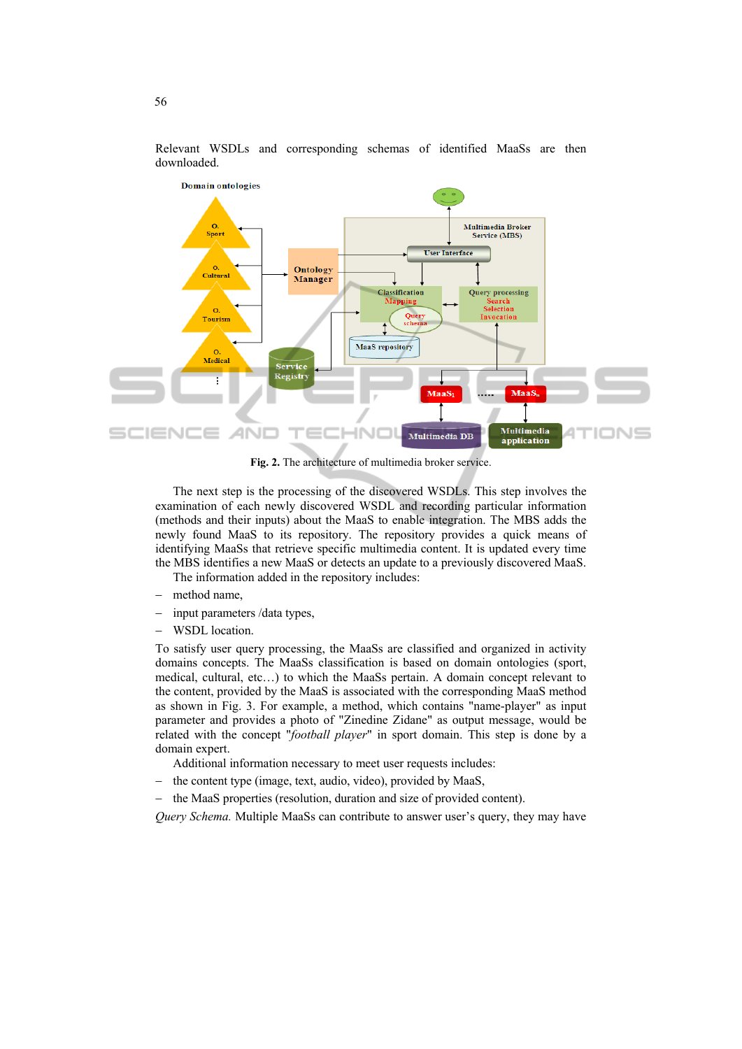Relevant WSDLs and corresponding schemas of identified MaaSs are then downloaded.

**Fig. 2.** The architecture of multimedia broker service.

The next step is the processing of the discovered WSDLs. This step involves the examination of each newly discovered WSDL and recording particular information (methods and their inputs) about the MaaS to enable integration. The MBS adds the newly found MaaS to its repository. The repository provides a quick means of identifying MaaSs that retrieve specific multimedia content. It is updated every time the MBS identifies a new MaaS or detects an update to a previously discovered MaaS.

The information added in the repository includes:

- method name,
- input parameters /data types,
- WSDL location.

To satisfy user query processing, the MaaSs are classified and organized in activity domains concepts. The MaaSs classification is based on domain ontologies (sport, medical, cultural, etc…) to which the MaaSs pertain. A domain concept relevant to the content, provided by the MaaS is associated with the corresponding MaaS method as shown in Fig. 3. For example, a method, which contains "name-player" as input parameter and provides a photo of "Zinedine Zidane" as output message, would be related with the concept "*football player*" in sport domain. This step is done by a domain expert.

Additional information necessary to meet user requests includes:

- the content type (image, text, audio, video), provided by MaaS,
- the MaaS properties (resolution, duration and size of provided content).

*Query Schema.* Multiple MaaSs can contribute to answer user's query, they may have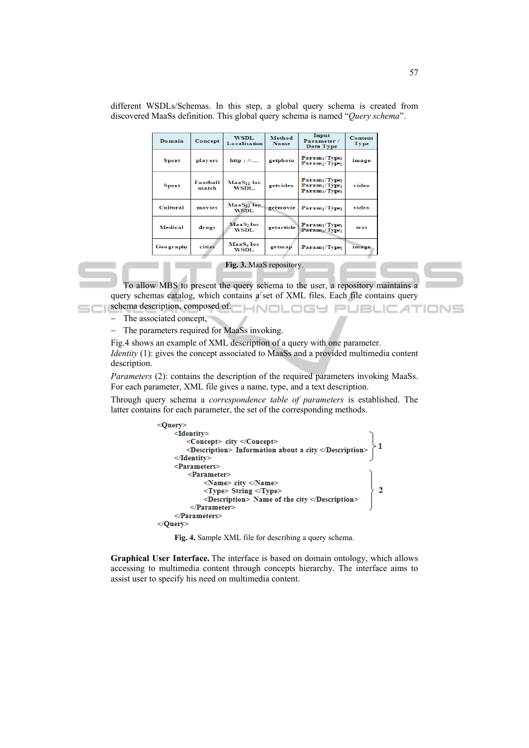different WSDLs/Schemas. In this step, a global query schema is created from discovered MaaSs definition. This global query schema is named "*Query schema*".

| Domain | Concept | WSDL Localisation | Method Name | Input Parameter / Data Type | Content Type |
|---|---|---|---|---|---|
| Sport | players | http : //… | getphoto | $Param_1/Type_1$ $Param_2/Type_2$ | image |
| Sport | Football match | $MaaS_{11}$ loc WSDL. | getvideo | $Param_1/Type_1$ $Param_2/Type_2$ $Param_3/Type_3$ | video |
| Cultural | movies | $MaaS_{13}$ loc WSDL | getmovie | $Param_1/Type_1$ | video |
| Medical | drugs | $MaaS_2$ loc WSDL | getarticle | $Param_1/Type_1$ $Param_2/Type_2$ | text |
| Geography | cities | $MaaS_4$ loc WSDL | getmap | $Param_1/Type_1$ | image |

**Fig. 3.** MaaS repository.

To allow MBS to present the query schema to the user, a repository maintains a query schemas catalog, which contains a set of XML files. Each file contains query schema description, composed of:

– The associated concept,
– The parameters required for MaaSs invoking.

Fig.4 shows an example of XML description of a query with one parameter.
*Identity* (1): gives the concept associated to MaaSs and a provided multimedia content description.
*Parameters* (2): contains the description of the required parameters invoking MaaSs. For each parameter, XML file gives a name, type, and a text description.

Through query schema a *correspondence table of parameters* is established. The latter contains for each parameter, the set of the corresponding methods.

```
<Query>
    <Identity>
        <Concept> city </Concept>
        <Description> Information about a city </Description>   } 1
    </Identity>
    <Parameters>
        <Parameter>
            <Name> city </Name>
            <Type> String </Type>                                 } 2
            <Description> Name of the city </Description>
        </Parameter>
    </Parameters>
</Query>
```

**Fig. 4.** Sample XML file for describing a query schema.

**Graphical User Interface.** The interface is based on domain ontology, which allows accessing to multimedia content through concepts hierarchy. The interface aims to assist user to specify his need on multimedia content.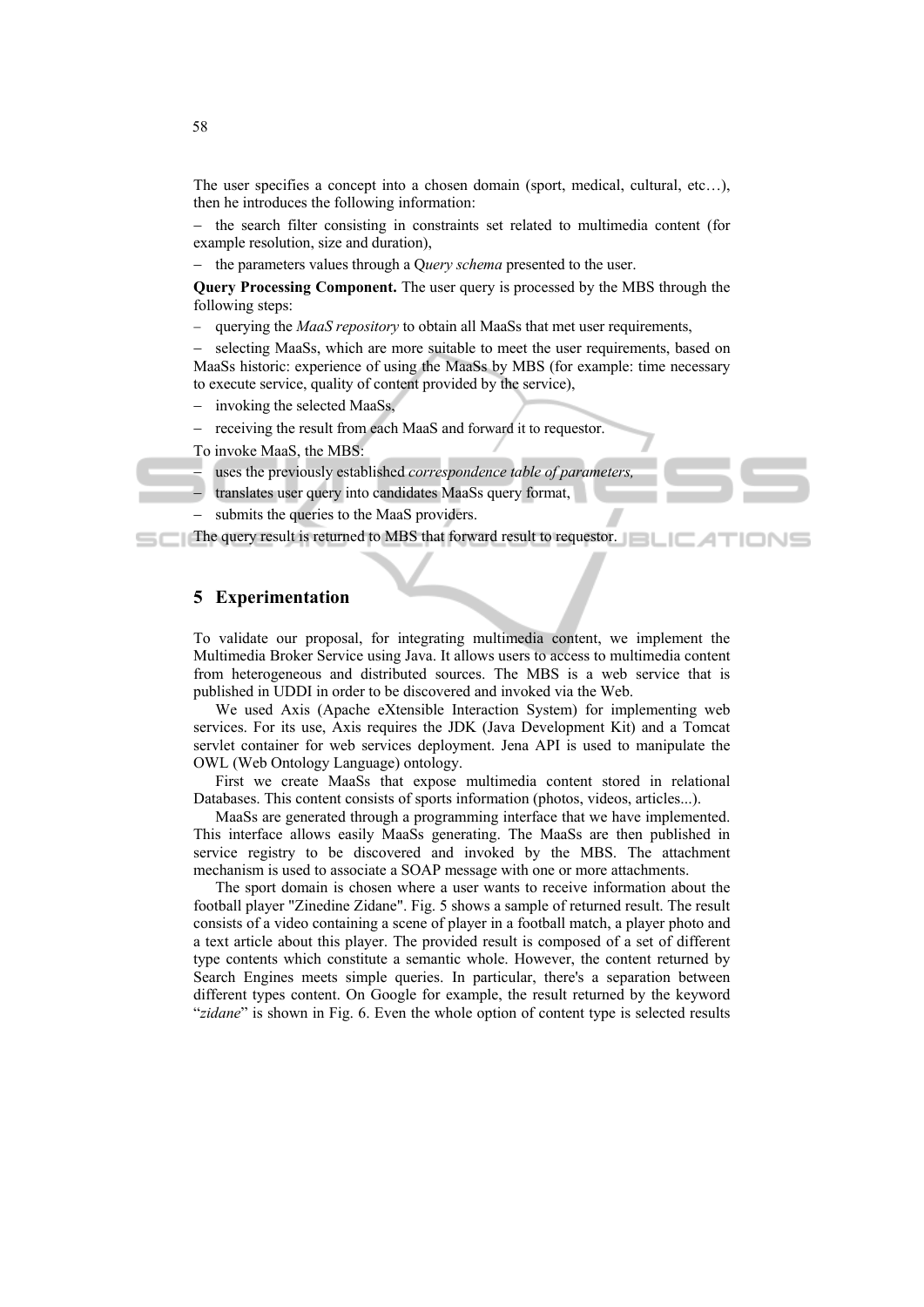The user specifies a concept into a chosen domain (sport, medical, cultural, etc…), then he introduces the following information:

– the search filter consisting in constraints set related to multimedia content (for example resolution, size and duration),

– the parameters values through a Q*uery schema* presented to the user.

**Query Processing Component.** The user query is processed by the MBS through the following steps:

– querying the *MaaS repository* to obtain all MaaSs that met user requirements,

– selecting MaaSs, which are more suitable to meet the user requirements, based on MaaSs historic: experience of using the MaaSs by MBS (for example: time necessary to execute service, quality of content provided by the service),

– invoking the selected MaaSs,

– receiving the result from each MaaS and forward it to requestor.

To invoke MaaS, the MBS:

– uses the previously established *correspondence table of parameters,*

– translates user query into candidates MaaSs query format,

– submits the queries to the MaaS providers.

The query result is returned to MBS that forward result to requestor.

## 5 Experimentation

To validate our proposal, for integrating multimedia content, we implement the Multimedia Broker Service using Java. It allows users to access to multimedia content from heterogeneous and distributed sources. The MBS is a web service that is published in UDDI in order to be discovered and invoked via the Web.

We used Axis (Apache eXtensible Interaction System) for implementing web services. For its use, Axis requires the JDK (Java Development Kit) and a Tomcat servlet container for web services deployment. Jena API is used to manipulate the OWL (Web Ontology Language) ontology.

First we create MaaSs that expose multimedia content stored in relational Databases. This content consists of sports information (photos, videos, articles...).

MaaSs are generated through a programming interface that we have implemented. This interface allows easily MaaSs generating. The MaaSs are then published in service registry to be discovered and invoked by the MBS. The attachment mechanism is used to associate a SOAP message with one or more attachments.

The sport domain is chosen where a user wants to receive information about the football player "Zinedine Zidane". Fig. 5 shows a sample of returned result. The result consists of a video containing a scene of player in a football match, a player photo and a text article about this player. The provided result is composed of a set of different type contents which constitute a semantic whole. However, the content returned by Search Engines meets simple queries. In particular, there's a separation between different types content. On Google for example, the result returned by the keyword "*zidane*" is shown in Fig. 6. Even the whole option of content type is selected results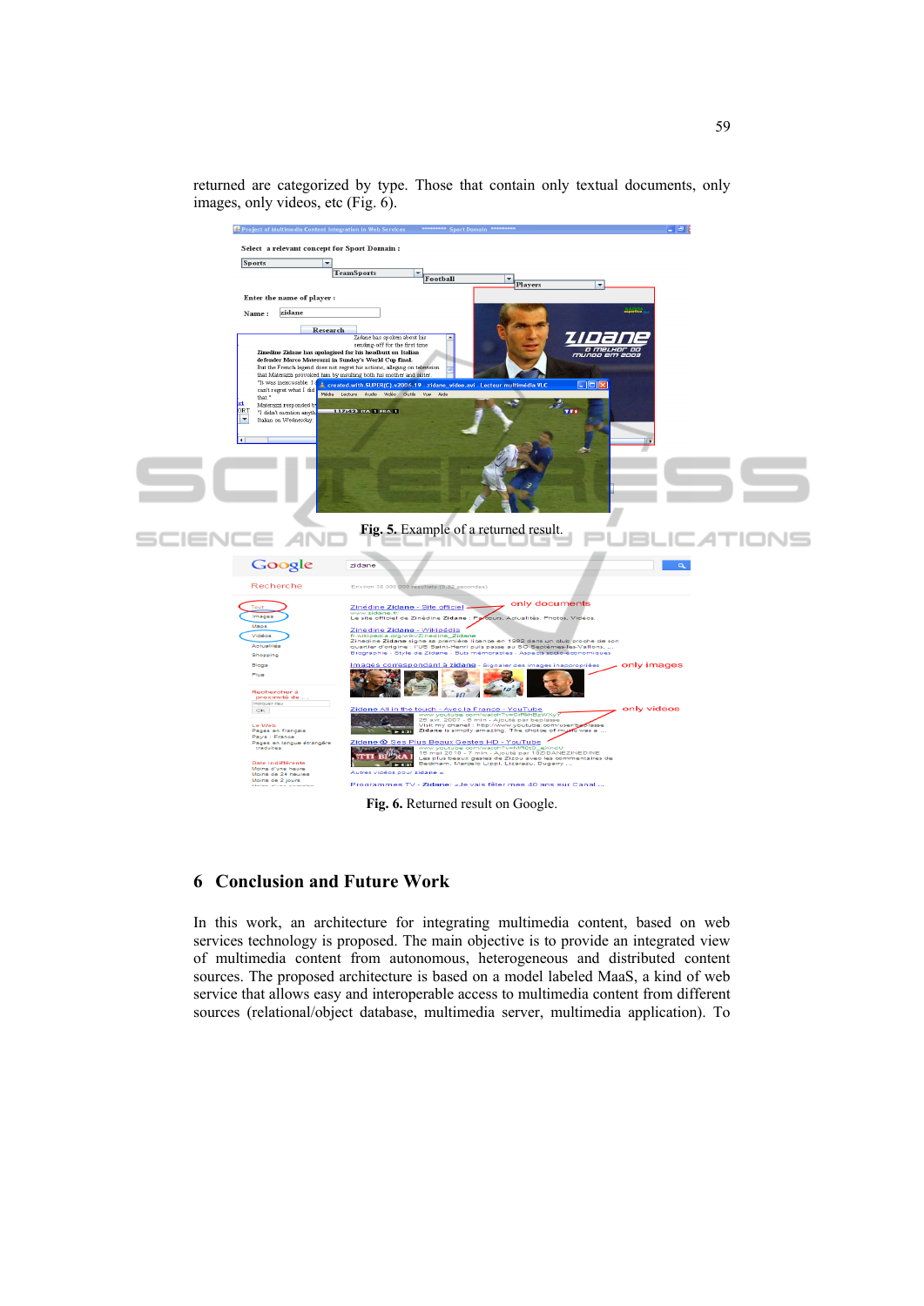returned are categorized by type. Those that contain only textual documents, only images, only videos, etc (Fig. 6).

**Fig. 5.** Example of a returned result.

**Fig. 6.** Returned result on Google.

## 6 Conclusion and Future Work

In this work, an architecture for integrating multimedia content, based on web services technology is proposed. The main objective is to provide an integrated view of multimedia content from autonomous, heterogeneous and distributed content sources. The proposed architecture is based on a model labeled MaaS, a kind of web service that allows easy and interoperable access to multimedia content from different sources (relational/object database, multimedia server, multimedia application). To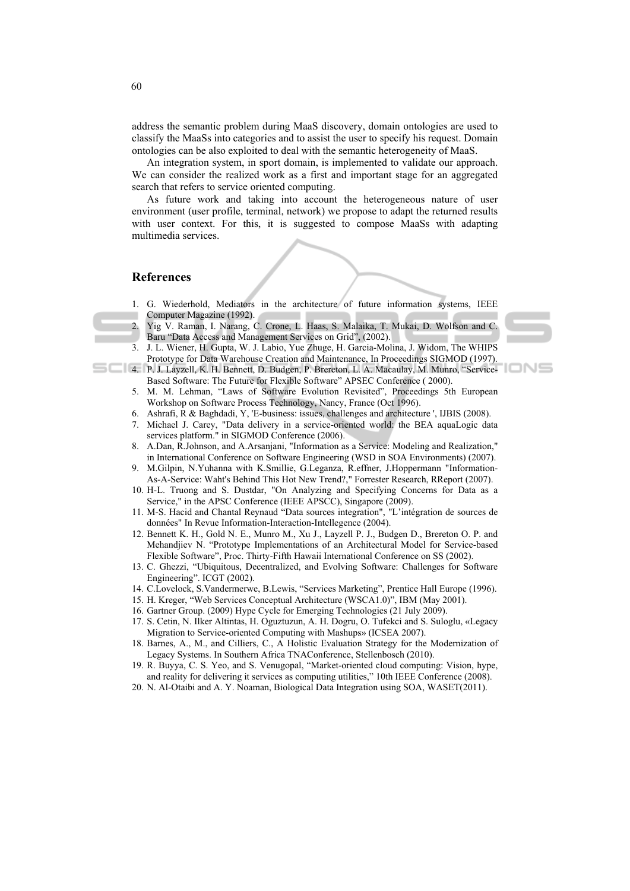address the semantic problem during MaaS discovery, domain ontologies are used to classify the MaaSs into categories and to assist the user to specify his request. Domain ontologies can be also exploited to deal with the semantic heterogeneity of MaaS.

An integration system, in sport domain, is implemented to validate our approach. We can consider the realized work as a first and important stage for an aggregated search that refers to service oriented computing.

As future work and taking into account the heterogeneous nature of user environment (user profile, terminal, network) we propose to adapt the returned results with user context. For this, it is suggested to compose MaaSs with adapting multimedia services.

## References

1. G. Wiederhold, Mediators in the architecture of future information systems, IEEE Computer Magazine (1992).
2. Yig V. Raman, I. Narang, C. Crone, L. Haas, S. Malaika, T. Mukai, D. Wolfson and C. Baru "Data Access and Management Services on Grid", (2002).
3. J. L. Wiener, H. Gupta, W. J. Labio, Yue Zhuge, H. Garcia-Molina, J. Widom, The WHIPS Prototype for Data Warehouse Creation and Maintenance, In Proceedings SIGMOD (1997).
4. P. J. Layzell, K. H. Bennett, D. Budgen, P. Brereton, L. A. Macaulay, M. Munro, "Service-Based Software: The Future for Flexible Software" APSEC Conference ( 2000).
5. M. M. Lehman, "Laws of Software Evolution Revisited", Proceedings 5th European Workshop on Software Process Technology, Nancy, France (Oct 1996).
6. Ashrafi, R & Baghdadi, Y, 'E-business: issues, challenges and architecture ', IJBIS (2008).
7. Michael J. Carey, "Data delivery in a service-oriented world: the BEA aquaLogic data services platform." in SIGMOD Conference (2006).
8. A.Dan, R.Johnson, and A.Arsanjani, "Information as a Service: Modeling and Realization," in International Conference on Software Engineering (WSD in SOA Environments) (2007).
9. M.Gilpin, N.Yuhanna with K.Smillie, G.Leganza, R.effner, J.Hoppermann "Information-As-A-Service: Waht's Behind This Hot New Trend?," Forrester Research, RReport (2007).
10. H-L. Truong and S. Dustdar, "On Analyzing and Specifying Concerns for Data as a Service," in the APSC Conference (IEEE APSCC), Singapore (2009).
11. M-S. Hacid and Chantal Reynaud "Data sources integration", "L'intégration de sources de données" In Revue Information-Interaction-Intellegence (2004).
12. Bennett K. H., Gold N. E., Munro M., Xu J., Layzell P. J., Budgen D., Brereton O. P. and Mehandjiev N. "Prototype Implementations of an Architectural Model for Service-based Flexible Software", Proc. Thirty-Fifth Hawaii International Conference on SS (2002).
13. C. Ghezzi, "Ubiquitous, Decentralized, and Evolving Software: Challenges for Software Engineering". ICGT (2002).
14. C.Lovelock, S.Vandermerwe, B.Lewis, "Services Marketing", Prentice Hall Europe (1996).
15. H. Kreger, "Web Services Conceptual Architecture (WSCA1.0)", IBM (May 2001).
16. Gartner Group. (2009) Hype Cycle for Emerging Technologies (21 July 2009).
17. S. Cetin, N. Ilker Altintas, H. Oguztuzun, A. H. Dogru, O. Tufekci and S. Suloglu, «Legacy Migration to Service-oriented Computing with Mashups» (ICSEA 2007).
18. Barnes, A., M., and Cilliers, C., A Holistic Evaluation Strategy for the Modernization of Legacy Systems. In Southern Africa TNAConference, Stellenbosch (2010).
19. R. Buyya, C. S. Yeo, and S. Venugopal, "Market-oriented cloud computing: Vision, hype, and reality for delivering it services as computing utilities," 10th IEEE Conference (2008).
20. N. Al-Otaibi and A. Y. Noaman, Biological Data Integration using SOA, WASET(2011).